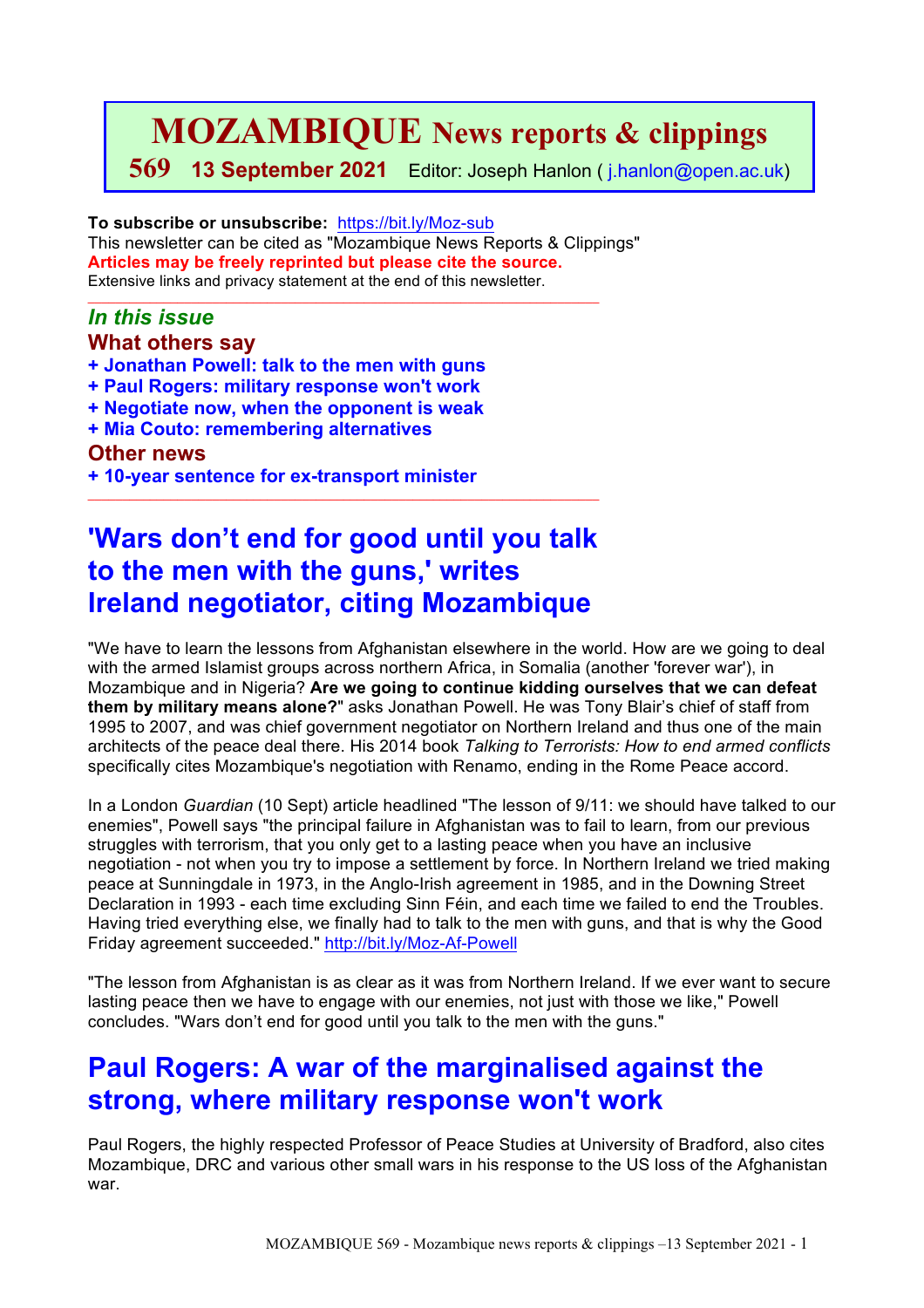# MOZAMBIQUE News reports & clippings

**569 13 September 2021** Editor: Joseph Hanlon ( j.hanlon@open.ac.uk)

**To subscribe or unsubscribe:** https://bit.ly/Moz-sub
This newsletter can be cited as "Mozambique News Reports & Clippings"
**Articles may be freely reprinted but please cite the source.**
Extensive links and privacy statement at the end of this newsletter.

***In this issue***

**What others say**

**+ Jonathan Powell: talk to the men with guns**
**+ Paul Rogers: military response won't work**
**+ Negotiate now, when the opponent is weak**
**+ Mia Couto: remembering alternatives**

**Other news**

**+ 10-year sentence for ex-transport minister**

## 'Wars don't end for good until you talk to the men with the guns,' writes Ireland negotiator, citing Mozambique

"We have to learn the lessons from Afghanistan elsewhere in the world. How are we going to deal with the armed Islamist groups across northern Africa, in Somalia (another 'forever war'), in Mozambique and in Nigeria? **Are we going to continue kidding ourselves that we can defeat them by military means alone?**" asks Jonathan Powell. He was Tony Blair's chief of staff from 1995 to 2007, and was chief government negotiator on Northern Ireland and thus one of the main architects of the peace deal there. His 2014 book *Talking to Terrorists: How to end armed conflicts* specifically cites Mozambique's negotiation with Renamo, ending in the Rome Peace accord.

In a London *Guardian* (10 Sept) article headlined "The lesson of 9/11: we should have talked to our enemies", Powell says "the principal failure in Afghanistan was to fail to learn, from our previous struggles with terrorism, that you only get to a lasting peace when you have an inclusive negotiation - not when you try to impose a settlement by force. In Northern Ireland we tried making peace at Sunningdale in 1973, in the Anglo-Irish agreement in 1985, and in the Downing Street Declaration in 1993 - each time excluding Sinn Féin, and each time we failed to end the Troubles. Having tried everything else, we finally had to talk to the men with guns, and that is why the Good Friday agreement succeeded." http://bit.ly/Moz-Af-Powell

"The lesson from Afghanistan is as clear as it was from Northern Ireland. If we ever want to secure lasting peace then we have to engage with our enemies, not just with those we like," Powell concludes. "Wars don't end for good until you talk to the men with the guns."

## Paul Rogers: A war of the marginalised against the strong, where military response won't work

Paul Rogers, the highly respected Professor of Peace Studies at University of Bradford, also cites Mozambique, DRC and various other small wars in his response to the US loss of the Afghanistan war.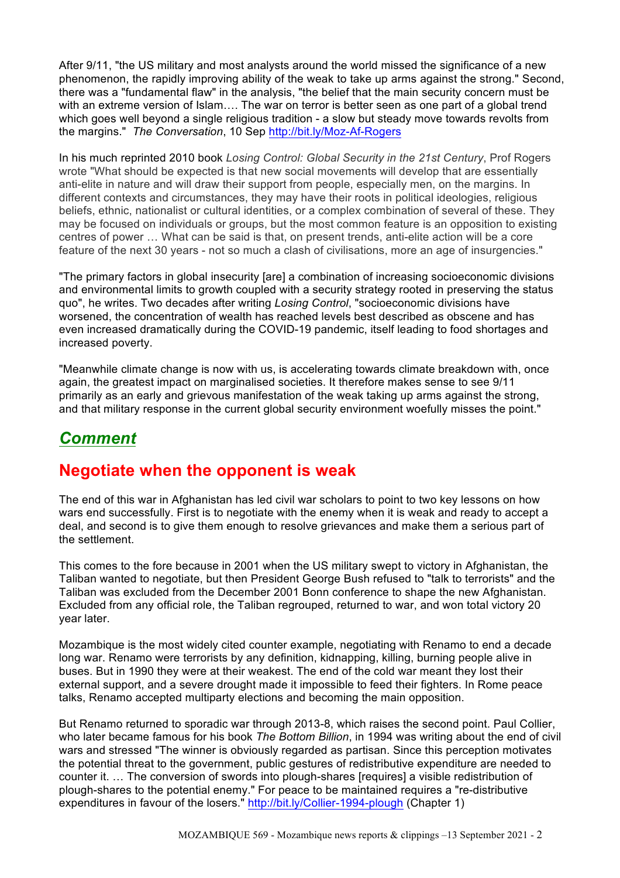After 9/11, "the US military and most analysts around the world missed the significance of a new phenomenon, the rapidly improving ability of the weak to take up arms against the strong." Second, there was a "fundamental flaw" in the analysis, "the belief that the main security concern must be with an extreme version of Islam…. The war on terror is better seen as one part of a global trend which goes well beyond a single religious tradition - a slow but steady move towards revolts from the margins." *The Conversation*, 10 Sep http://bit.ly/Moz-Af-Rogers

In his much reprinted 2010 book *Losing Control: Global Security in the 21st Century*, Prof Rogers wrote "What should be expected is that new social movements will develop that are essentially anti-elite in nature and will draw their support from people, especially men, on the margins. In different contexts and circumstances, they may have their roots in political ideologies, religious beliefs, ethnic, nationalist or cultural identities, or a complex combination of several of these. They may be focused on individuals or groups, but the most common feature is an opposition to existing centres of power … What can be said is that, on present trends, anti-elite action will be a core feature of the next 30 years - not so much a clash of civilisations, more an age of insurgencies."

"The primary factors in global insecurity [are] a combination of increasing socioeconomic divisions and environmental limits to growth coupled with a security strategy rooted in preserving the status quo", he writes. Two decades after writing *Losing Control*, "socioeconomic divisions have worsened, the concentration of wealth has reached levels best described as obscene and has even increased dramatically during the COVID-19 pandemic, itself leading to food shortages and increased poverty.

"Meanwhile climate change is now with us, is accelerating towards climate breakdown with, once again, the greatest impact on marginalised societies. It therefore makes sense to see 9/11 primarily as an early and grievous manifestation of the weak taking up arms against the strong, and that military response in the current global security environment woefully misses the point."

## *Comment*

## Negotiate when the opponent is weak

The end of this war in Afghanistan has led civil war scholars to point to two key lessons on how wars end successfully. First is to negotiate with the enemy when it is weak and ready to accept a deal, and second is to give them enough to resolve grievances and make them a serious part of the settlement.

This comes to the fore because in 2001 when the US military swept to victory in Afghanistan, the Taliban wanted to negotiate, but then President George Bush refused to "talk to terrorists" and the Taliban was excluded from the December 2001 Bonn conference to shape the new Afghanistan. Excluded from any official role, the Taliban regrouped, returned to war, and won total victory 20 year later.

Mozambique is the most widely cited counter example, negotiating with Renamo to end a decade long war. Renamo were terrorists by any definition, kidnapping, killing, burning people alive in buses. But in 1990 they were at their weakest. The end of the cold war meant they lost their external support, and a severe drought made it impossible to feed their fighters. In Rome peace talks, Renamo accepted multiparty elections and becoming the main opposition.

But Renamo returned to sporadic war through 2013-8, which raises the second point. Paul Collier, who later became famous for his book *The Bottom Billion*, in 1994 was writing about the end of civil wars and stressed "The winner is obviously regarded as partisan. Since this perception motivates the potential threat to the government, public gestures of redistributive expenditure are needed to counter it. … The conversion of swords into plough-shares [requires] a visible redistribution of plough-shares to the potential enemy." For peace to be maintained requires a "re-distributive expenditures in favour of the losers." http://bit.ly/Collier-1994-plough (Chapter 1)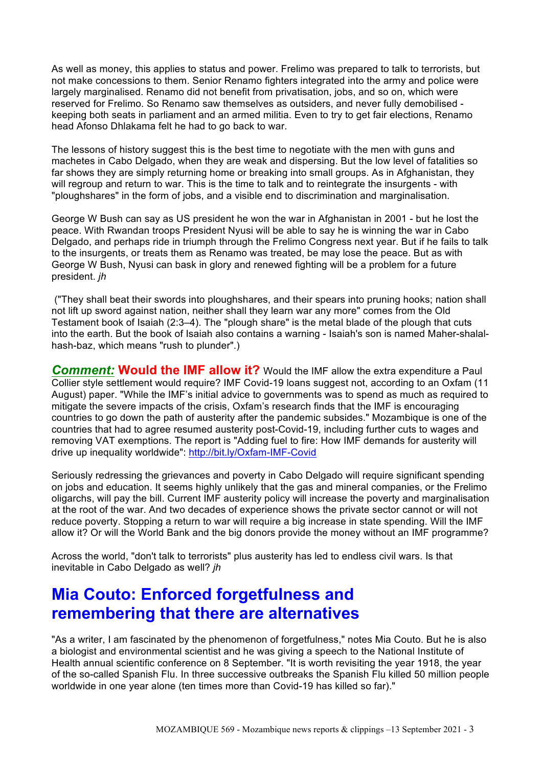As well as money, this applies to status and power. Frelimo was prepared to talk to terrorists, but not make concessions to them. Senior Renamo fighters integrated into the army and police were largely marginalised. Renamo did not benefit from privatisation, jobs, and so on, which were reserved for Frelimo. So Renamo saw themselves as outsiders, and never fully demobilised - keeping both seats in parliament and an armed militia. Even to try to get fair elections, Renamo head Afonso Dhlakama felt he had to go back to war.

The lessons of history suggest this is the best time to negotiate with the men with guns and machetes in Cabo Delgado, when they are weak and dispersing. But the low level of fatalities so far shows they are simply returning home or breaking into small groups. As in Afghanistan, they will regroup and return to war. This is the time to talk and to reintegrate the insurgents - with "ploughshares" in the form of jobs, and a visible end to discrimination and marginalisation.

George W Bush can say as US president he won the war in Afghanistan in 2001 - but he lost the peace. With Rwandan troops President Nyusi will be able to say he is winning the war in Cabo Delgado, and perhaps ride in triumph through the Frelimo Congress next year. But if he fails to talk to the insurgents, or treats them as Renamo was treated, be may lose the peace. But as with George W Bush, Nyusi can bask in glory and renewed fighting will be a problem for a future president. *jh*

("They shall beat their swords into ploughshares, and their spears into pruning hooks; nation shall not lift up sword against nation, neither shall they learn war any more" comes from the Old Testament book of Isaiah (2:3–4). The "plough share" is the metal blade of the plough that cuts into the earth. But the book of Isaiah also contains a warning - Isaiah's son is named Maher-shalal-hash-baz, which means "rush to plunder".)

***Comment:*** **Would the IMF allow it?** Would the IMF allow the extra expenditure a Paul Collier style settlement would require? IMF Covid-19 loans suggest not, according to an Oxfam (11 August) paper. "While the IMF's initial advice to governments was to spend as much as required to mitigate the severe impacts of the crisis, Oxfam's research finds that the IMF is encouraging countries to go down the path of austerity after the pandemic subsides." Mozambique is one of the countries that had to agree resumed austerity post-Covid-19, including further cuts to wages and removing VAT exemptions. The report is "Adding fuel to fire: How IMF demands for austerity will drive up inequality worldwide": http://bit.ly/Oxfam-IMF-Covid

Seriously redressing the grievances and poverty in Cabo Delgado will require significant spending on jobs and education. It seems highly unlikely that the gas and mineral companies, or the Frelimo oligarchs, will pay the bill. Current IMF austerity policy will increase the poverty and marginalisation at the root of the war. And two decades of experience shows the private sector cannot or will not reduce poverty. Stopping a return to war will require a big increase in state spending. Will the IMF allow it? Or will the World Bank and the big donors provide the money without an IMF programme?

Across the world, "don't talk to terrorists" plus austerity has led to endless civil wars. Is that inevitable in Cabo Delgado as well? *jh*

## Mia Couto: Enforced forgetfulness and remembering that there are alternatives

"As a writer, I am fascinated by the phenomenon of forgetfulness," notes Mia Couto. But he is also a biologist and environmental scientist and he was giving a speech to the National Institute of Health annual scientific conference on 8 September. "It is worth revisiting the year 1918, the year of the so-called Spanish Flu. In three successive outbreaks the Spanish Flu killed 50 million people worldwide in one year alone (ten times more than Covid-19 has killed so far)."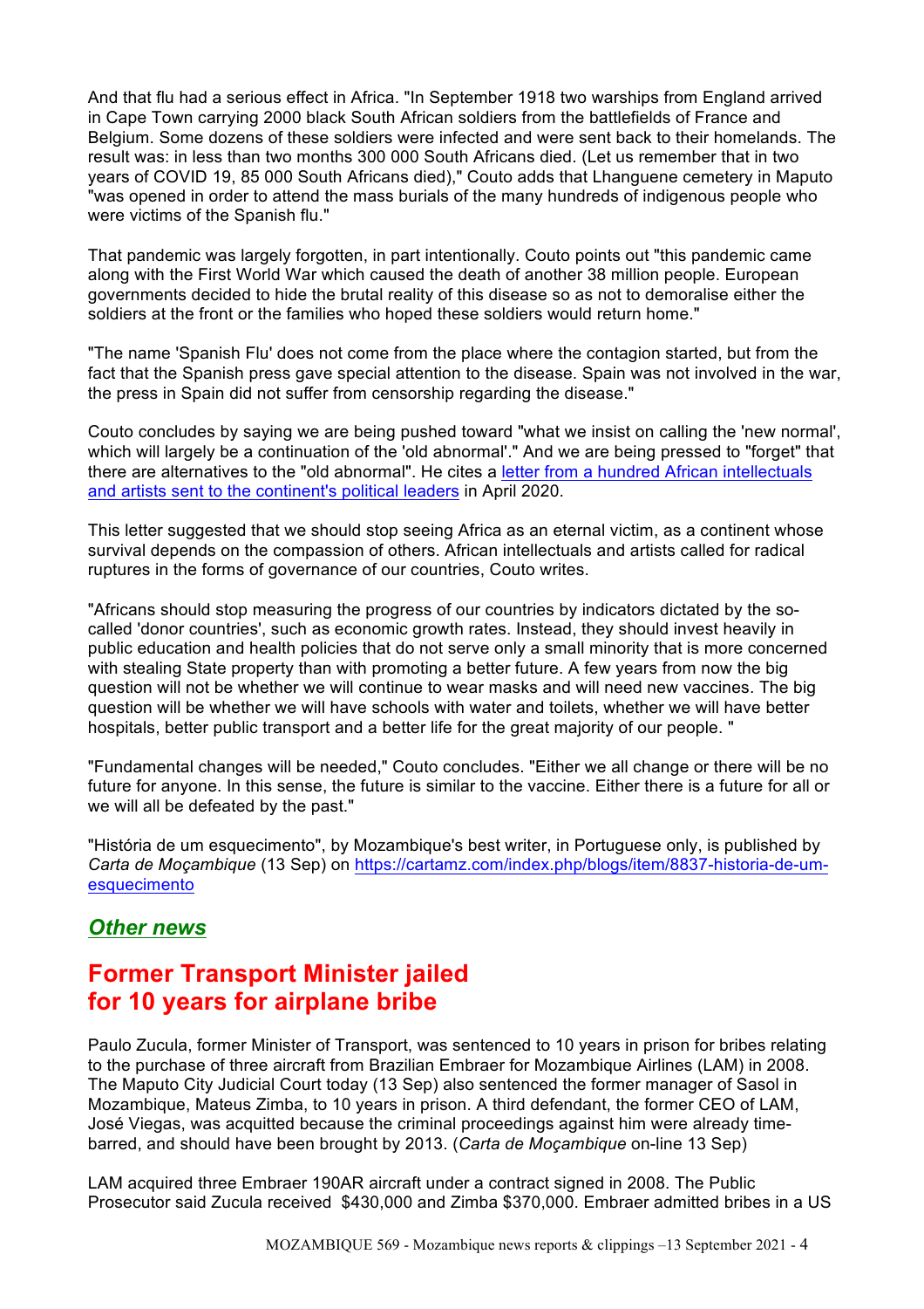And that flu had a serious effect in Africa. "In September 1918 two warships from England arrived in Cape Town carrying 2000 black South African soldiers from the battlefields of France and Belgium. Some dozens of these soldiers were infected and were sent back to their homelands. The result was: in less than two months 300 000 South Africans died. (Let us remember that in two years of COVID 19, 85 000 South Africans died)," Couto adds that Lhanguene cemetery in Maputo "was opened in order to attend the mass burials of the many hundreds of indigenous people who were victims of the Spanish flu."

That pandemic was largely forgotten, in part intentionally. Couto points out "this pandemic came along with the First World War which caused the death of another 38 million people. European governments decided to hide the brutal reality of this disease so as not to demoralise either the soldiers at the front or the families who hoped these soldiers would return home."

"The name 'Spanish Flu' does not come from the place where the contagion started, but from the fact that the Spanish press gave special attention to the disease. Spain was not involved in the war, the press in Spain did not suffer from censorship regarding the disease."

Couto concludes by saying we are being pushed toward "what we insist on calling the 'new normal', which will largely be a continuation of the 'old abnormal'." And we are being pressed to "forget" that there are alternatives to the "old abnormal". He cites a letter from a hundred African intellectuals and artists sent to the continent's political leaders in April 2020.

This letter suggested that we should stop seeing Africa as an eternal victim, as a continent whose survival depends on the compassion of others. African intellectuals and artists called for radical ruptures in the forms of governance of our countries, Couto writes.

"Africans should stop measuring the progress of our countries by indicators dictated by the so-called 'donor countries', such as economic growth rates. Instead, they should invest heavily in public education and health policies that do not serve only a small minority that is more concerned with stealing State property than with promoting a better future. A few years from now the big question will not be whether we will continue to wear masks and will need new vaccines. The big question will be whether we will have schools with water and toilets, whether we will have better hospitals, better public transport and a better life for the great majority of our people. "

"Fundamental changes will be needed," Couto concludes. "Either we all change or there will be no future for anyone. In this sense, the future is similar to the vaccine. Either there is a future for all or we will all be defeated by the past."

"História de um esquecimento", by Mozambique's best writer, in Portuguese only, is published by *Carta de Moçambique* (13 Sep) on https://cartamz.com/index.php/blogs/item/8837-historia-de-um-esquecimento

## *Other news*

# Former Transport Minister jailed for 10 years for airplane bribe

Paulo Zucula, former Minister of Transport, was sentenced to 10 years in prison for bribes relating to the purchase of three aircraft from Brazilian Embraer for Mozambique Airlines (LAM) in 2008. The Maputo City Judicial Court today (13 Sep) also sentenced the former manager of Sasol in Mozambique, Mateus Zimba, to 10 years in prison. A third defendant, the former CEO of LAM, José Viegas, was acquitted because the criminal proceedings against him were already time-barred, and should have been brought by 2013. (*Carta de Moçambique* on-line 13 Sep)

LAM acquired three Embraer 190AR aircraft under a contract signed in 2008. The Public Prosecutor said Zucula received $430,000 and Zimba $370,000. Embraer admitted bribes in a US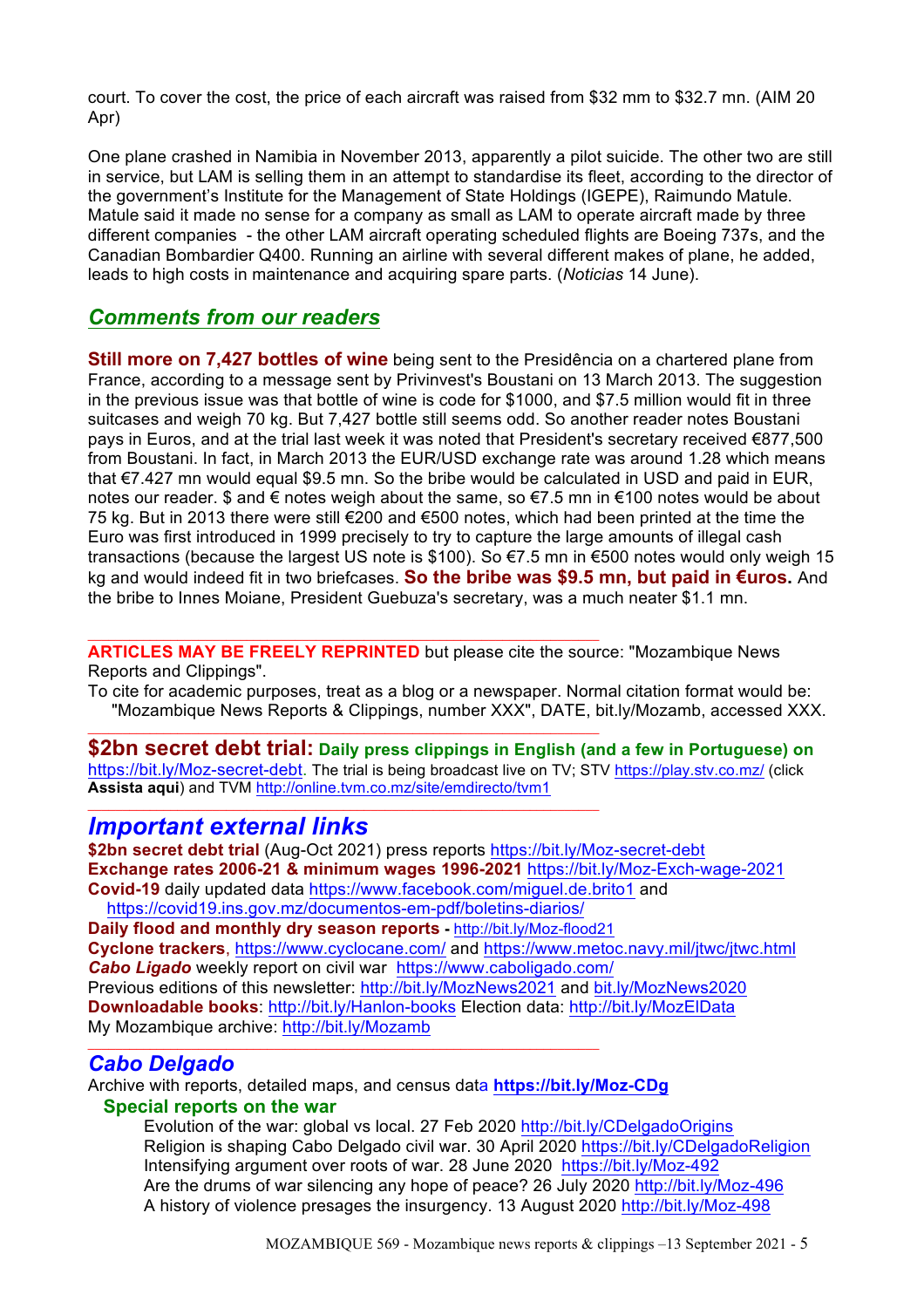court. To cover the cost, the price of each aircraft was raised from $32 mm to $32.7 mn. (AIM 20 Apr)

One plane crashed in Namibia in November 2013, apparently a pilot suicide. The other two are still in service, but LAM is selling them in an attempt to standardise its fleet, according to the director of the government's Institute for the Management of State Holdings (IGEPE), Raimundo Matule. Matule said it made no sense for a company as small as LAM to operate aircraft made by three different companies - the other LAM aircraft operating scheduled flights are Boeing 737s, and the Canadian Bombardier Q400. Running an airline with several different makes of plane, he added, leads to high costs in maintenance and acquiring spare parts. (*Noticias* 14 June).

## *Comments from our readers*

**Still more on 7,427 bottles of wine** being sent to the Presidência on a chartered plane from France, according to a message sent by Privinvest's Boustani on 13 March 2013. The suggestion in the previous issue was that bottle of wine is code for $1000, and $7.5 million would fit in three suitcases and weigh 70 kg. But 7,427 bottle still seems odd. So another reader notes Boustani pays in Euros, and at the trial last week it was noted that President's secretary received €877,500 from Boustani. In fact, in March 2013 the EUR/USD exchange rate was around 1.28 which means that €7.427 mn would equal $9.5 mn. So the bribe would be calculated in USD and paid in EUR, notes our reader. $ and € notes weigh about the same, so €7.5 mn in €100 notes would be about 75 kg. But in 2013 there were still €200 and €500 notes, which had been printed at the time the Euro was first introduced in 1999 precisely to try to capture the large amounts of illegal cash transactions (because the largest US note is $100). So €7.5 mn in €500 notes would only weigh 15 kg and would indeed fit in two briefcases. **So the bribe was $9.5 mn, but paid in €uros.** And the bribe to Innes Moiane, President Guebuza's secretary, was a much neater $1.1 mn.

---

**ARTICLES MAY BE FREELY REPRINTED** but please cite the source: "Mozambique News Reports and Clippings".

To cite for academic purposes, treat as a blog or a newspaper. Normal citation format would be: "Mozambique News Reports & Clippings, number XXX", DATE, bit.ly/Mozamb, accessed XXX.

---

**$2bn secret debt trial:** **Daily press clippings in English (and a few in Portuguese) on** https://bit.ly/Moz-secret-debt. The trial is being broadcast live on TV; STV https://play.stv.co.mz/ (click **Assista aqui**) and TVM http://online.tvm.co.mz/site/emdirecto/tvm1

---

## *Important external links*

**$2bn secret debt trial** (Aug-Oct 2021) press reports https://bit.ly/Moz-secret-debt
**Exchange rates 2006-21 & minimum wages 1996-2021** https://bit.ly/Moz-Exch-wage-2021
**Covid-19** daily updated data https://www.facebook.com/miguel.de.brito1 and https://covid19.ins.gov.mz/documentos-em-pdf/boletins-diarios/
**Daily flood and monthly dry season reports -** http://bit.ly/Moz-flood21
**Cyclone trackers**, https://www.cyclocane.com/ and https://www.metoc.navy.mil/jtwc/jtwc.html
***Cabo Ligado*** weekly report on civil war https://www.caboligado.com/
Previous editions of this newsletter: http://bit.ly/MozNews2021 and bit.ly/MozNews2020
**Downloadable books**: http://bit.ly/Hanlon-books Election data: http://bit.ly/MozElData
My Mozambique archive: http://bit.ly/Mozamb

---

## *Cabo Delgado*

Archive with reports, detailed maps, and census data **https://bit.ly/Moz-CDg**

### Special reports on the war

- Evolution of the war: global vs local. 27 Feb 2020 http://bit.ly/CDelgadoOrigins
- Religion is shaping Cabo Delgado civil war. 30 April 2020 https://bit.ly/CDelgadoReligion
- Intensifying argument over roots of war. 28 June 2020 https://bit.ly/Moz-492
- Are the drums of war silencing any hope of peace? 26 July 2020 http://bit.ly/Moz-496
- A history of violence presages the insurgency. 13 August 2020 http://bit.ly/Moz-498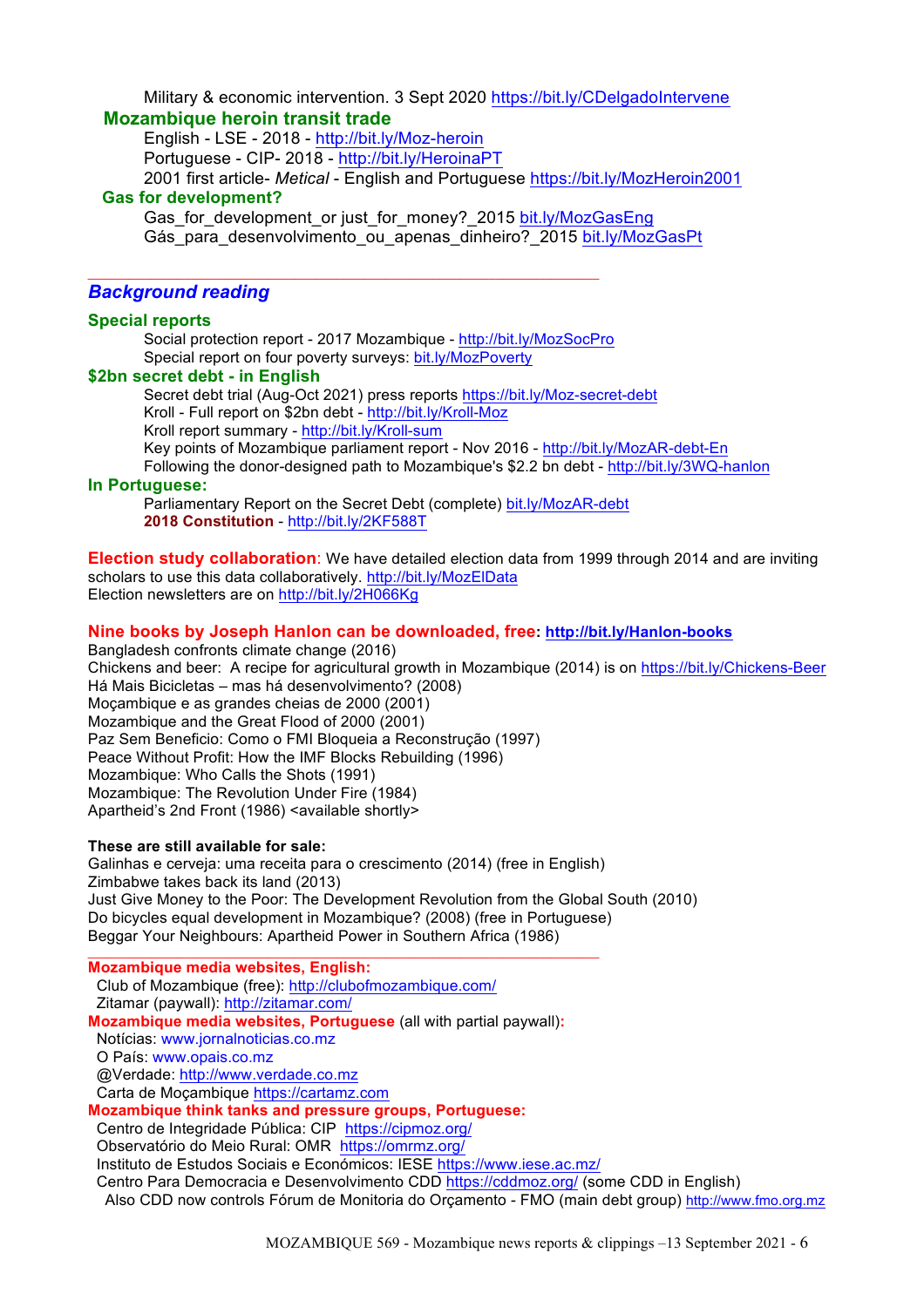Military & economic intervention. 3 Sept 2020 https://bit.ly/CDelgadoIntervene

**Mozambique heroin transit trade**

English - LSE - 2018 - http://bit.ly/Moz-heroin
Portuguese - CIP- 2018 - http://bit.ly/HeroinaPT
2001 first article- *Metical* - English and Portuguese https://bit.ly/MozHeroin2001

**Gas for development?**

Gas_for_development_or just_for_money?_2015 bit.ly/MozGasEng
Gás_para_desenvolvimento_ou_apenas_dinheiro?_2015 bit.ly/MozGasPt

---

## *Background reading*

**Special reports**

Social protection report - 2017 Mozambique - http://bit.ly/MozSocPro
Special report on four poverty surveys: bit.ly/MozPoverty

**$2bn secret debt - in English**

Secret debt trial (Aug-Oct 2021) press reports https://bit.ly/Moz-secret-debt
Kroll - Full report on $2bn debt - http://bit.ly/Kroll-Moz
Kroll report summary - http://bit.ly/Kroll-sum
Key points of Mozambique parliament report - Nov 2016 - http://bit.ly/MozAR-debt-En
Following the donor-designed path to Mozambique's $2.2 bn debt - http://bit.ly/3WQ-hanlon

**In Portuguese:**

Parliamentary Report on the Secret Debt (complete) bit.ly/MozAR-debt
**2018 Constitution** - http://bit.ly/2KF588T

**Election study collaboration**: We have detailed election data from 1999 through 2014 and are inviting scholars to use this data collaboratively. http://bit.ly/MozElData
Election newsletters are on http://bit.ly/2H066Kg

**Nine books by Joseph Hanlon can be downloaded, free: http://bit.ly/Hanlon-books**

Bangladesh confronts climate change (2016)
Chickens and beer: A recipe for agricultural growth in Mozambique (2014) is on https://bit.ly/Chickens-Beer
Há Mais Bicicletas – mas há desenvolvimento? (2008)
Moçambique e as grandes cheias de 2000 (2001)
Mozambique and the Great Flood of 2000 (2001)
Paz Sem Beneficio: Como o FMI Bloqueia a Reconstrução (1997)
Peace Without Profit: How the IMF Blocks Rebuilding (1996)
Mozambique: Who Calls the Shots (1991)
Mozambique: The Revolution Under Fire (1984)
Apartheid's 2nd Front (1986) <available shortly>

**These are still available for sale:**

Galinhas e cerveja: uma receita para o crescimento (2014) (free in English)
Zimbabwe takes back its land (2013)
Just Give Money to the Poor: The Development Revolution from the Global South (2010)
Do bicycles equal development in Mozambique? (2008) (free in Portuguese)
Beggar Your Neighbours: Apartheid Power in Southern Africa (1986)

---

**Mozambique media websites, English:**

Club of Mozambique (free): http://clubofmozambique.com/
Zitamar (paywall): http://zitamar.com/

**Mozambique media websites, Portuguese** (all with partial paywall)**:**

Notícias: www.jornalnoticias.co.mz
O País: www.opais.co.mz
@Verdade: http://www.verdade.co.mz
Carta de Moçambique https://cartamz.com

**Mozambique think tanks and pressure groups, Portuguese:**

Centro de Integridade Pública: CIP https://cipmoz.org/
Observatório do Meio Rural: OMR https://omrmz.org/
Instituto de Estudos Sociais e Económicos: IESE https://www.iese.ac.mz/
Centro Para Democracia e Desenvolvimento CDD https://cddmoz.org/ (some CDD in English)
Also CDD now controls Fórum de Monitoria do Orçamento - FMO (main debt group) http://www.fmo.org.mz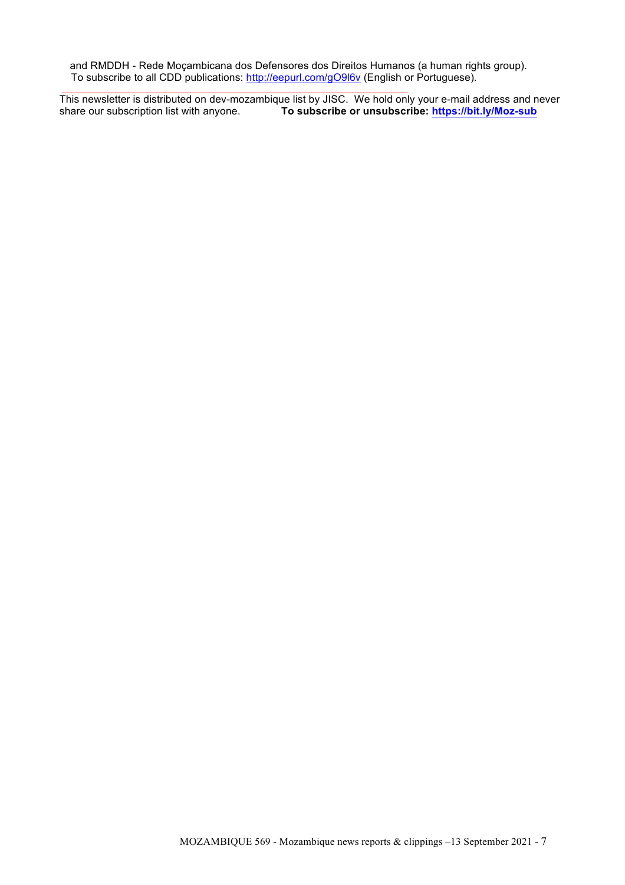and RMDDH - Rede Moçambicana dos Defensores dos Direitos Humanos (a human rights group).
To subscribe to all CDD publications: http://eepurl.com/gO9l6v (English or Portuguese).

---

This newsletter is distributed on dev-mozambique list by JISC. We hold only your e-mail address and never share our subscription list with anyone. **To subscribe or unsubscribe: https://bit.ly/Moz-sub**